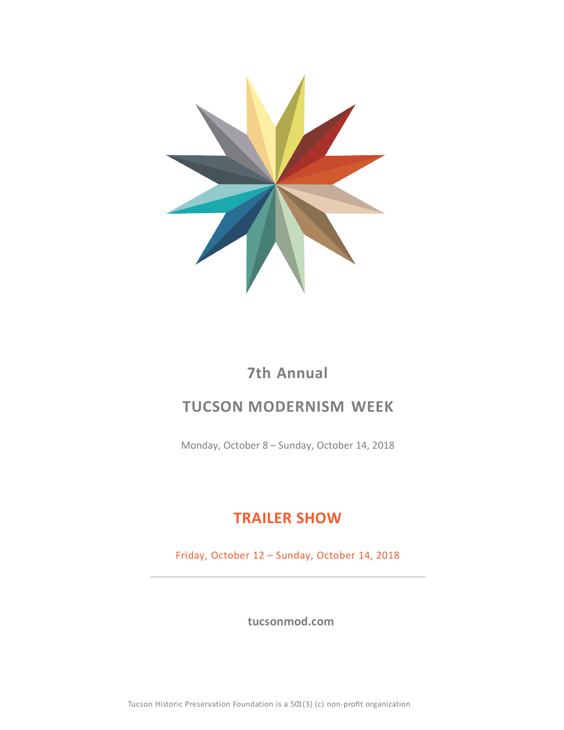## 7th Annual

# TUCSON MODERNISM WEEK

Monday, October 8 – Sunday, October 14, 2018

## TRAILER SHOW

Friday, October 12 – Sunday, October 14, 2018

---

**tucsonmod.com**

Tucson Historic Preservation Foundation is a 501(3) (c) non-profit organization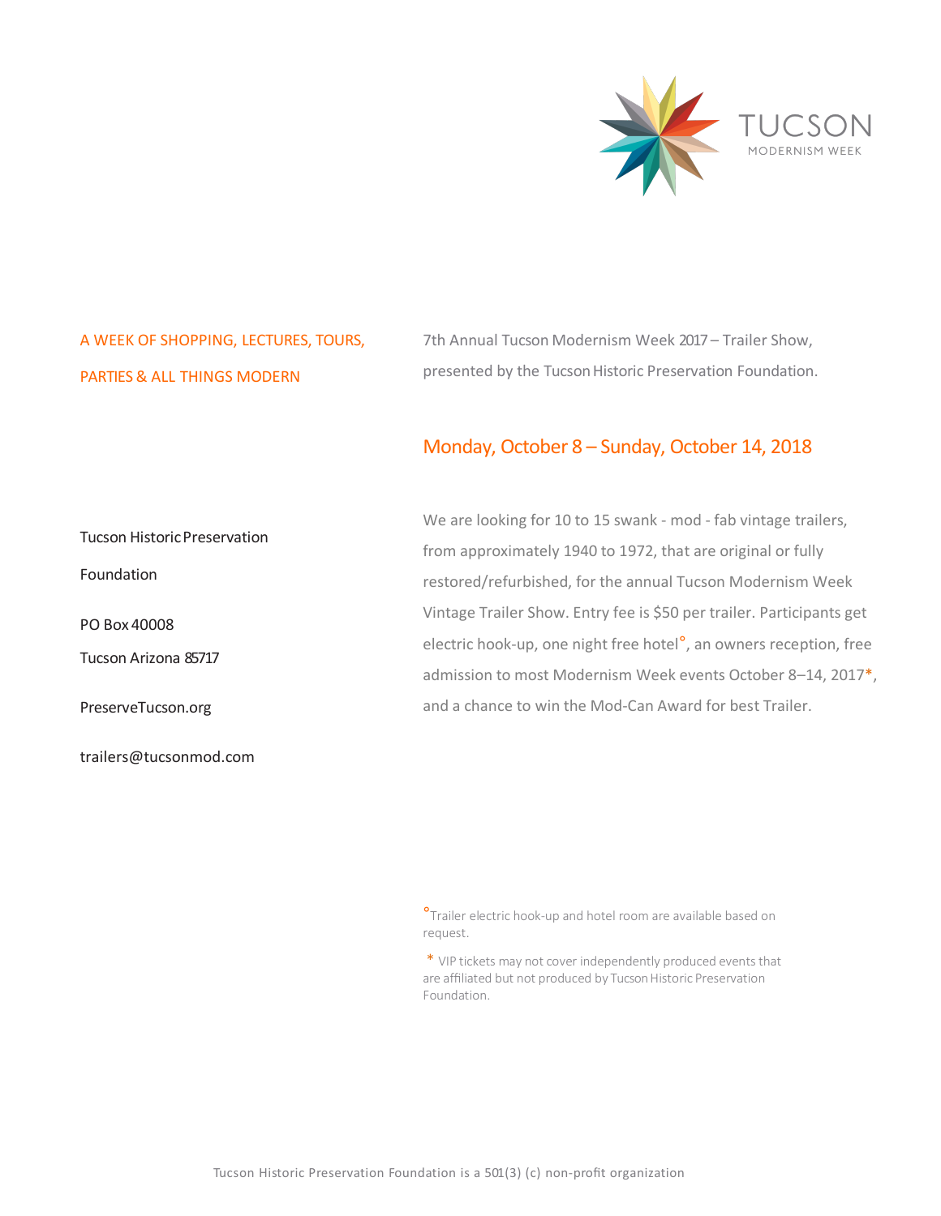TUCSON

MODERNISM WEEK

A WEEK OF SHOPPING, LECTURES, TOURS,

PARTIES & ALL THINGS MODERN

7th Annual Tucson Modernism Week 2017 – Trailer Show, presented by the Tucson Historic Preservation Foundation.

## Monday, October 8 – Sunday, October 14, 2018

Tucson Historic Preservation Foundation

PO Box 40008

Tucson Arizona 85717

PreserveTucson.org

trailers@tucsonmod.com

We are looking for 10 to 15 swank - mod - fab vintage trailers, from approximately 1940 to 1972, that are original or fully restored/refurbished, for the annual Tucson Modernism Week Vintage Trailer Show. Entry fee is $50 per trailer. Participants get electric hook-up, one night free hotel°, an owners reception, free admission to most Modernism Week events October 8–14, 2017*, and a chance to win the Mod-Can Award for best Trailer.

°Trailer electric hook-up and hotel room are available based on request.

* VIP tickets may not cover independently produced events that are affiliated but not produced by Tucson Historic Preservation Foundation.

Tucson Historic Preservation Foundation is a 501(3) (c) non-profit organization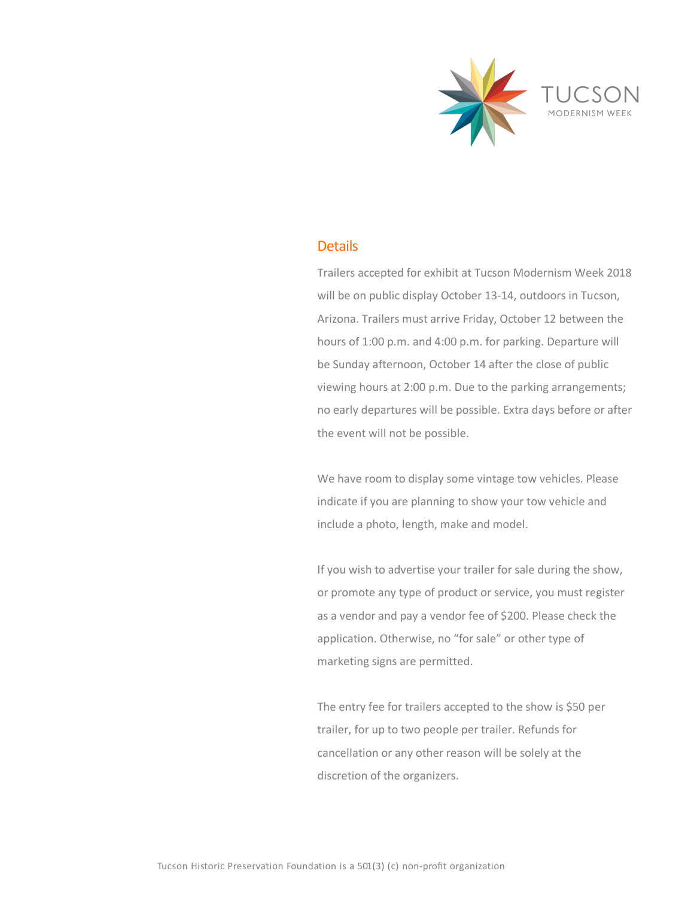## Details

Trailers accepted for exhibit at Tucson Modernism Week 2018 will be on public display October 13-14, outdoors in Tucson, Arizona. Trailers must arrive Friday, October 12 between the hours of 1:00 p.m. and 4:00 p.m. for parking. Departure will be Sunday afternoon, October 14 after the close of public viewing hours at 2:00 p.m. Due to the parking arrangements; no early departures will be possible. Extra days before or after the event will not be possible.

We have room to display some vintage tow vehicles. Please indicate if you are planning to show your tow vehicle and include a photo, length, make and model.

If you wish to advertise your trailer for sale during the show, or promote any type of product or service, you must register as a vendor and pay a vendor fee of $200. Please check the application. Otherwise, no "for sale" or other type of marketing signs are permitted.

The entry fee for trailers accepted to the show is $50 per trailer, for up to two people per trailer. Refunds for cancellation or any other reason will be solely at the discretion of the organizers.

Tucson Historic Preservation Foundation is a 501(3) (c) non-profit organization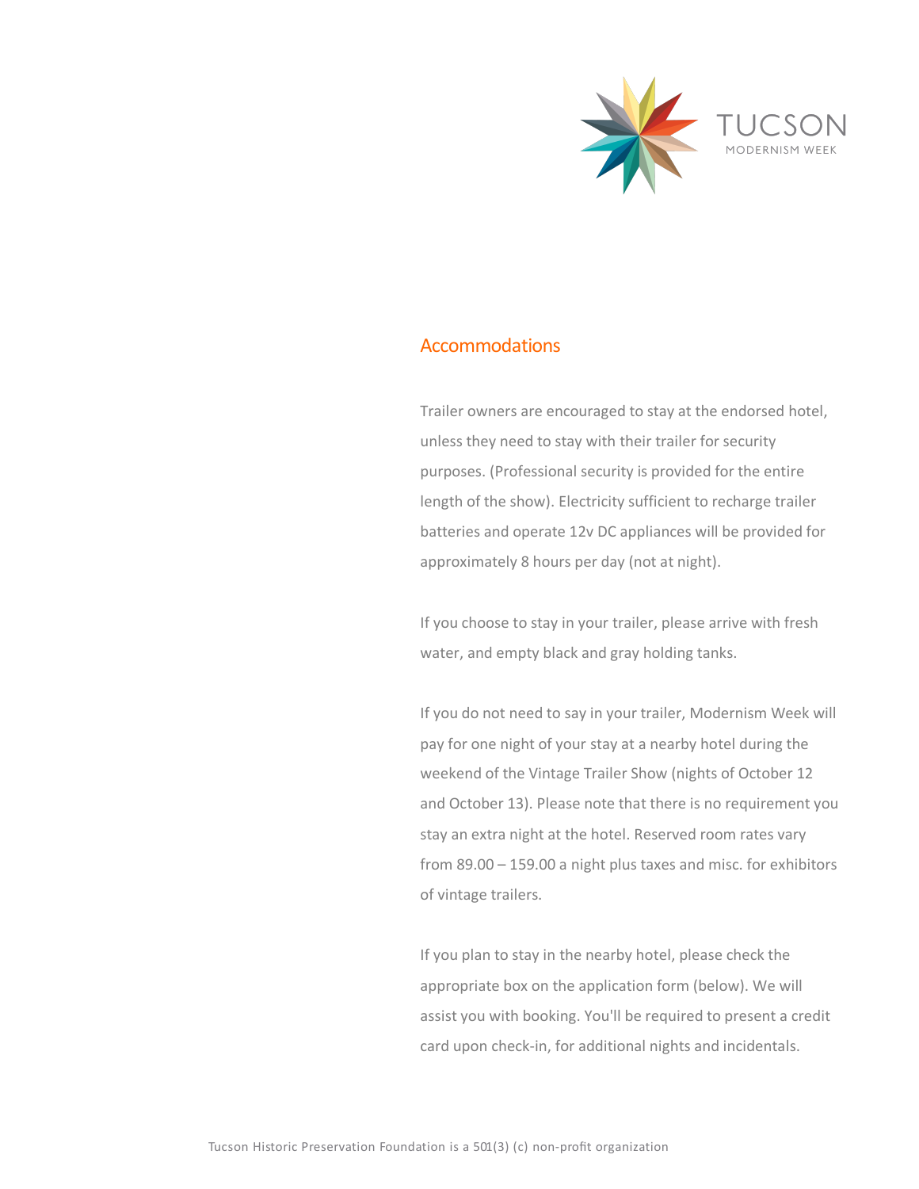## Accommodations

Trailer owners are encouraged to stay at the endorsed hotel, unless they need to stay with their trailer for security purposes. (Professional security is provided for the entire length of the show). Electricity sufficient to recharge trailer batteries and operate 12v DC appliances will be provided for approximately 8 hours per day (not at night).

If you choose to stay in your trailer, please arrive with fresh water, and empty black and gray holding tanks.

If you do not need to say in your trailer, Modernism Week will pay for one night of your stay at a nearby hotel during the weekend of the Vintage Trailer Show (nights of October 12 and October 13). Please note that there is no requirement you stay an extra night at the hotel. Reserved room rates vary from 89.00 – 159.00 a night plus taxes and misc. for exhibitors of vintage trailers.

If you plan to stay in the nearby hotel, please check the appropriate box on the application form (below). We will assist you with booking. You'll be required to present a credit card upon check-in, for additional nights and incidentals.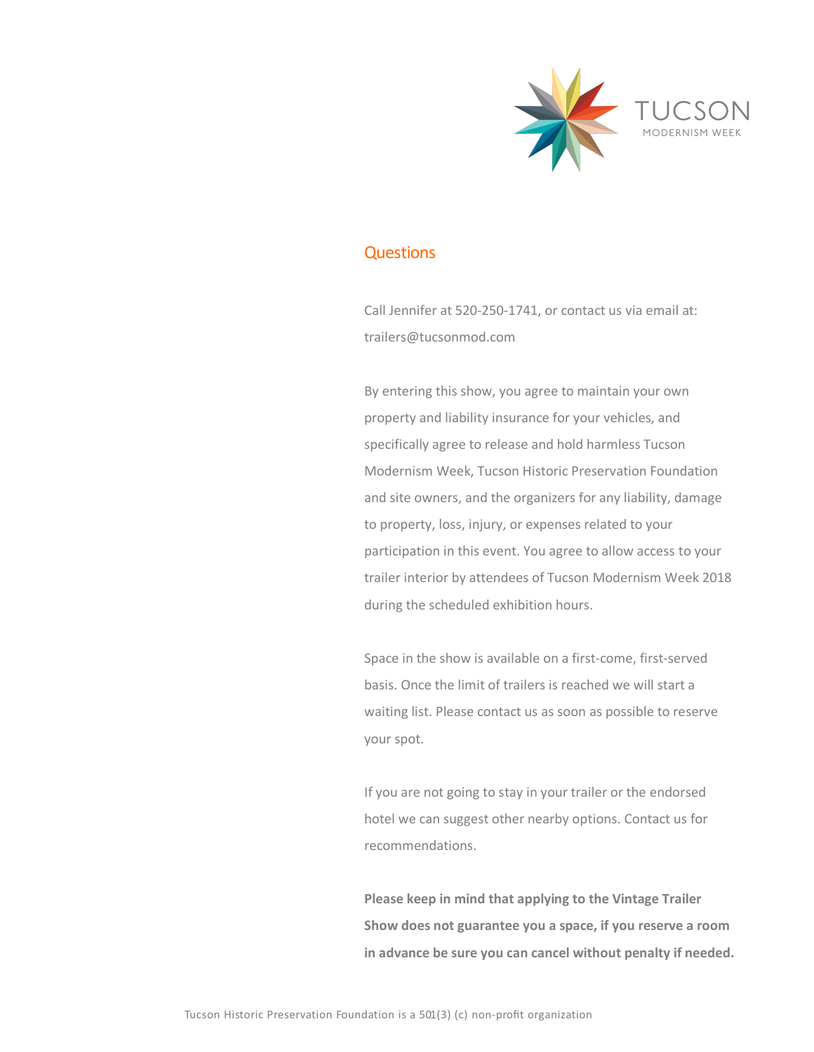## Questions

Call Jennifer at 520-250-1741, or contact us via email at: trailers@tucsonmod.com

By entering this show, you agree to maintain your own property and liability insurance for your vehicles, and specifically agree to release and hold harmless Tucson Modernism Week, Tucson Historic Preservation Foundation and site owners, and the organizers for any liability, damage to property, loss, injury, or expenses related to your participation in this event. You agree to allow access to your trailer interior by attendees of Tucson Modernism Week 2018 during the scheduled exhibition hours.

Space in the show is available on a first-come, first-served basis. Once the limit of trailers is reached we will start a waiting list. Please contact us as soon as possible to reserve your spot.

If you are not going to stay in your trailer or the endorsed hotel we can suggest other nearby options. Contact us for recommendations.

**Please keep in mind that applying to the Vintage Trailer Show does not guarantee you a space, if you reserve a room in advance be sure you can cancel without penalty if needed.**

Tucson Historic Preservation Foundation is a 501(3) (c) non-profit organization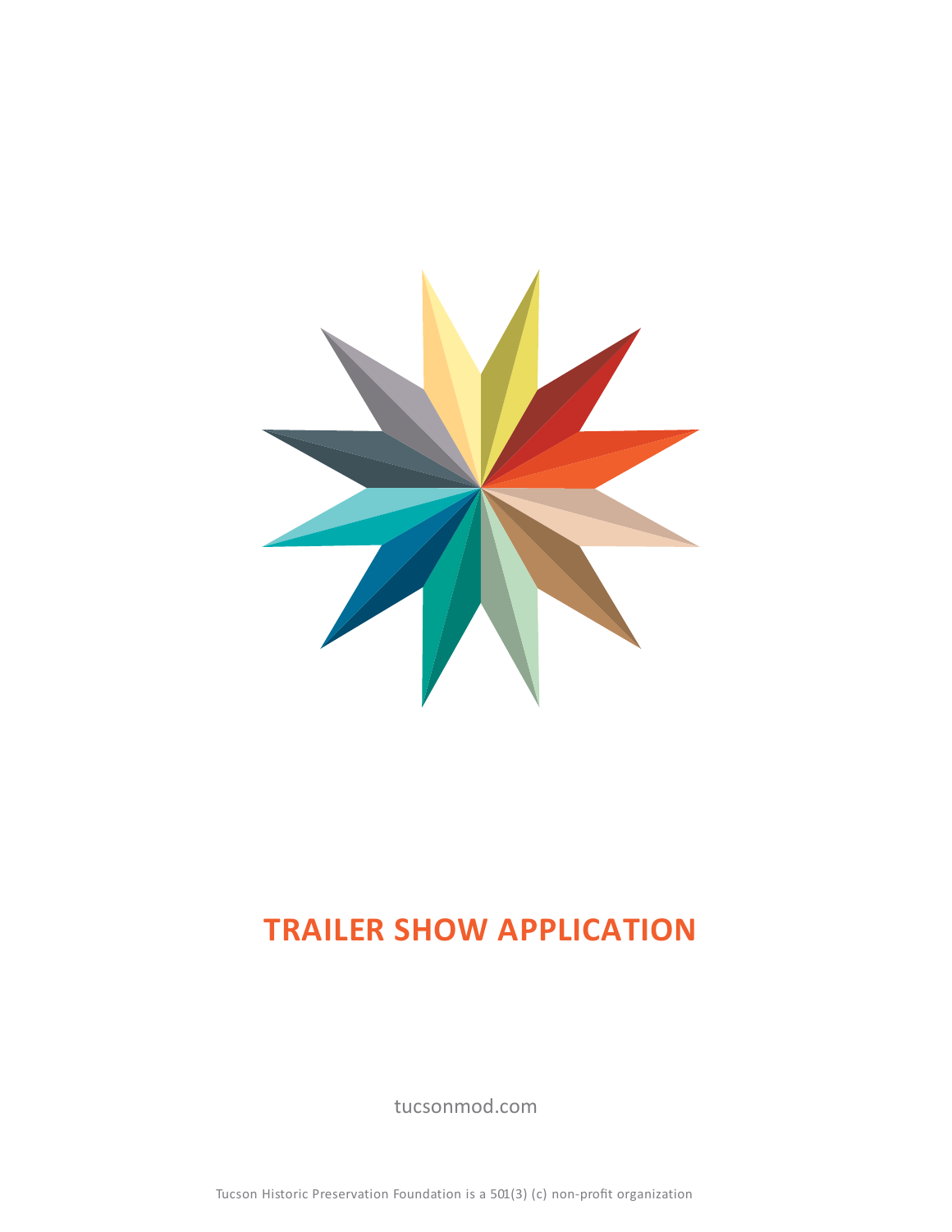# TRAILER SHOW APPLICATION

tucsonmod.com

Tucson Historic Preservation Foundation is a 501(3) (c) non-profit organization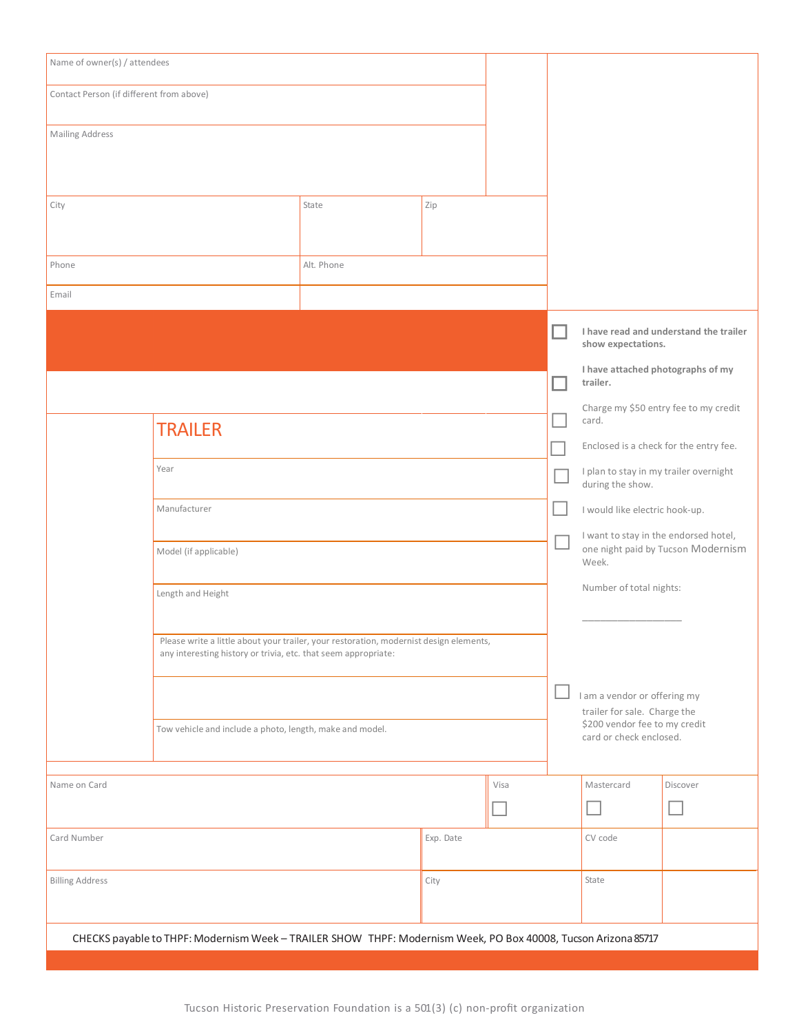| | | |
|---|---|---|
| Name of owner(s) / attendees | | |
| Contact Person (if different from above) | | |
| Mailing Address | | |
| City | State | Zip |
| Phone | Alt. Phone | |
| Email | | |

## TRAILER

| |
|---|
| Year |
| Manufacturer |
| Model (if applicable) |
| Length and Height |
| Please write a little about your trailer, your restoration, modernist design elements, any interesting history or trivia, etc. that seem appropriate: |
| |
| Tow vehicle and include a photo, length, make and model. |

- ☐ **I have read and understand the trailer show expectations.**
- ☐ **I have attached photographs of my trailer.**
- ☐ Charge my $50 entry fee to my credit card.
- ☐ Enclosed is a check for the entry fee.
- ☐ I plan to stay in my trailer overnight during the show.
- ☐ I would like electric hook-up.
- ☐ I want to stay in the endorsed hotel, one night paid by Tucson Modernism Week.

Number of total nights:

\_\_\_\_\_\_\_\_\_\_\_\_\_\_\_\_\_\_\_

- ☐ I am a vendor or offering my trailer for sale. Charge the $200 vendor fee to my credit card or check enclosed.

| | | | |
|---|---|---|---|
| Name on Card | Visa ☐ | Mastercard ☐ | Discover ☐ |
| Card Number | Exp. Date | CV code | |
| Billing Address | City | State | |

CHECKS payable to THPF: Modernism Week – TRAILER SHOW THPF: Modernism Week, PO Box 40008, Tucson Arizona 85717

Tucson Historic Preservation Foundation is a 501(3) (c) non-profit organization